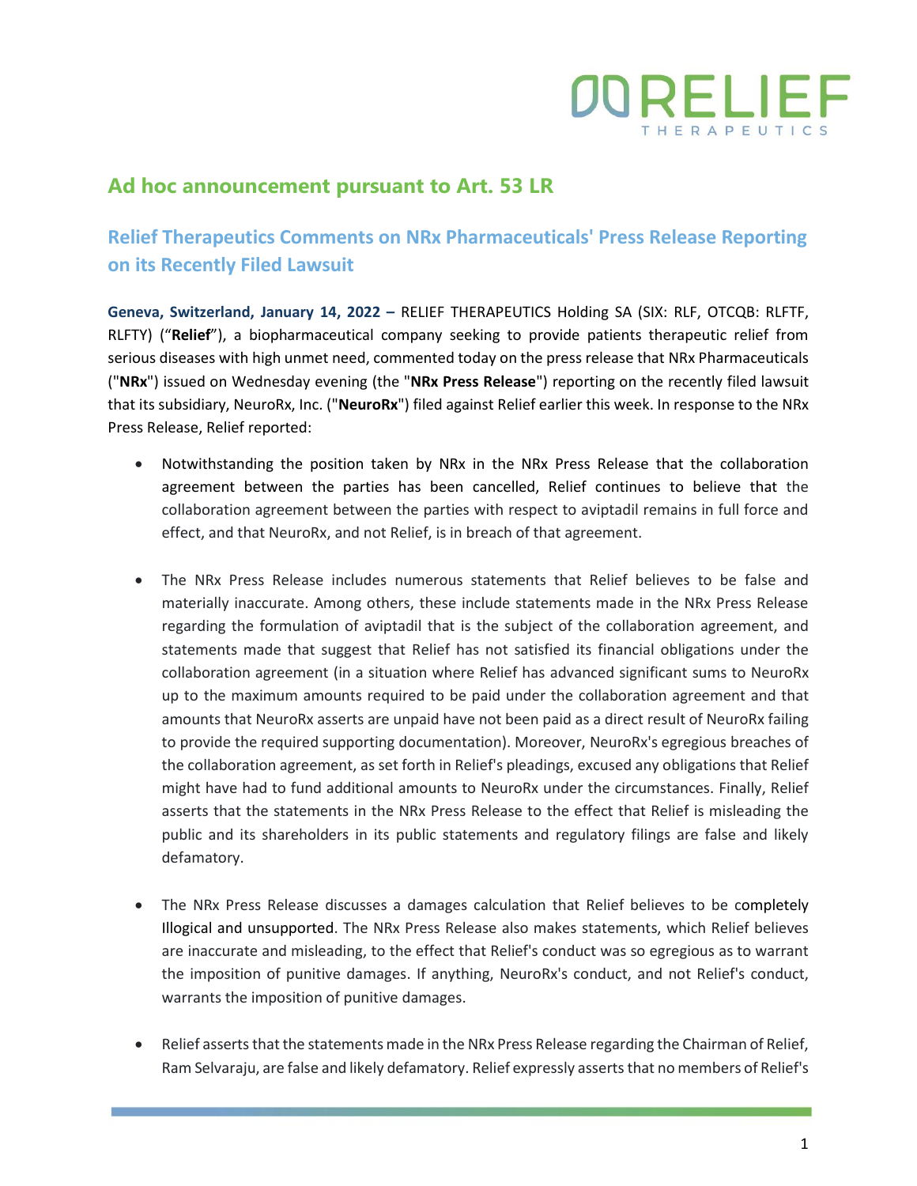## Ad hoc announcement pursuant to Art. 53 LR

### Relief Therapeutics Comments on NRx Pharmaceuticals' Press Release Reporting on its Recently Filed Lawsuit

**Geneva, Switzerland, January 14, 2022 –** RELIEF THERAPEUTICS Holding SA (SIX: RLF, OTCQB: RLFTF, RLFTY) ("**Relief**"), a biopharmaceutical company seeking to provide patients therapeutic relief from serious diseases with high unmet need, commented today on the press release that NRx Pharmaceuticals ("**NRx**") issued on Wednesday evening (the "**NRx Press Release**") reporting on the recently filed lawsuit that its subsidiary, NeuroRx, Inc. ("**NeuroRx**") filed against Relief earlier this week. In response to the NRx Press Release, Relief reported:

- Notwithstanding the position taken by NRx in the NRx Press Release that the collaboration agreement between the parties has been cancelled, Relief continues to believe that the collaboration agreement between the parties with respect to aviptadil remains in full force and effect, and that NeuroRx, and not Relief, is in breach of that agreement.

- The NRx Press Release includes numerous statements that Relief believes to be false and materially inaccurate. Among others, these include statements made in the NRx Press Release regarding the formulation of aviptadil that is the subject of the collaboration agreement, and statements made that suggest that Relief has not satisfied its financial obligations under the collaboration agreement (in a situation where Relief has advanced significant sums to NeuroRx up to the maximum amounts required to be paid under the collaboration agreement and that amounts that NeuroRx asserts are unpaid have not been paid as a direct result of NeuroRx failing to provide the required supporting documentation). Moreover, NeuroRx's egregious breaches of the collaboration agreement, as set forth in Relief's pleadings, excused any obligations that Relief might have had to fund additional amounts to NeuroRx under the circumstances. Finally, Relief asserts that the statements in the NRx Press Release to the effect that Relief is misleading the public and its shareholders in its public statements and regulatory filings are false and likely defamatory.

- The NRx Press Release discusses a damages calculation that Relief believes to be completely Illogical and unsupported. The NRx Press Release also makes statements, which Relief believes are inaccurate and misleading, to the effect that Relief's conduct was so egregious as to warrant the imposition of punitive damages. If anything, NeuroRx's conduct, and not Relief's conduct, warrants the imposition of punitive damages.

- Relief asserts that the statements made in the NRx Press Release regarding the Chairman of Relief, Ram Selvaraju, are false and likely defamatory. Relief expressly asserts that no members of Relief's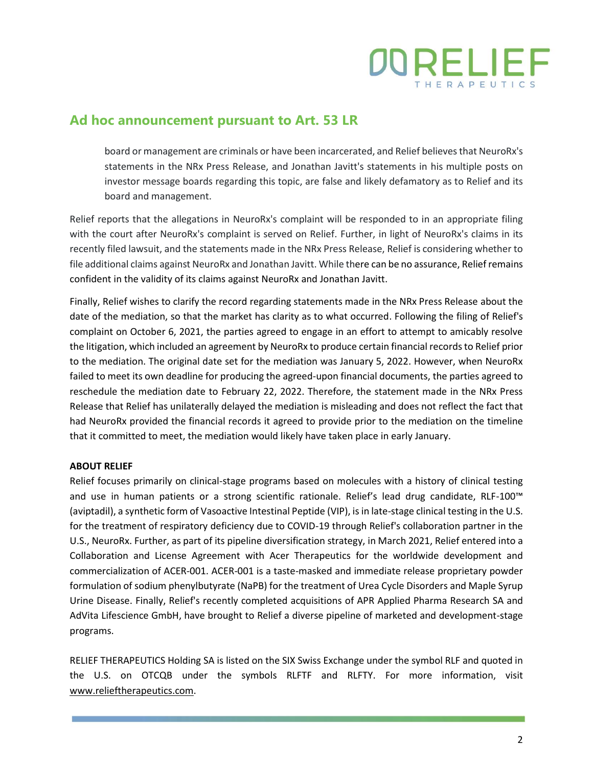## Ad hoc announcement pursuant to Art. 53 LR

> board or management are criminals or have been incarcerated, and Relief believes that NeuroRx's statements in the NRx Press Release, and Jonathan Javitt's statements in his multiple posts on investor message boards regarding this topic, are false and likely defamatory as to Relief and its board and management.

Relief reports that the allegations in NeuroRx's complaint will be responded to in an appropriate filing with the court after NeuroRx's complaint is served on Relief. Further, in light of NeuroRx's claims in its recently filed lawsuit, and the statements made in the NRx Press Release, Relief is considering whether to file additional claims against NeuroRx and Jonathan Javitt. While there can be no assurance, Relief remains confident in the validity of its claims against NeuroRx and Jonathan Javitt.

Finally, Relief wishes to clarify the record regarding statements made in the NRx Press Release about the date of the mediation, so that the market has clarity as to what occurred. Following the filing of Relief's complaint on October 6, 2021, the parties agreed to engage in an effort to attempt to amicably resolve the litigation, which included an agreement by NeuroRx to produce certain financial records to Relief prior to the mediation. The original date set for the mediation was January 5, 2022. However, when NeuroRx failed to meet its own deadline for producing the agreed-upon financial documents, the parties agreed to reschedule the mediation date to February 22, 2022. Therefore, the statement made in the NRx Press Release that Relief has unilaterally delayed the mediation is misleading and does not reflect the fact that had NeuroRx provided the financial records it agreed to provide prior to the mediation on the timeline that it committed to meet, the mediation would likely have taken place in early January.

**ABOUT RELIEF**

Relief focuses primarily on clinical-stage programs based on molecules with a history of clinical testing and use in human patients or a strong scientific rationale. Relief's lead drug candidate, RLF-100™ (aviptadil), a synthetic form of Vasoactive Intestinal Peptide (VIP), is in late-stage clinical testing in the U.S. for the treatment of respiratory deficiency due to COVID-19 through Relief's collaboration partner in the U.S., NeuroRx. Further, as part of its pipeline diversification strategy, in March 2021, Relief entered into a Collaboration and License Agreement with Acer Therapeutics for the worldwide development and commercialization of ACER-001. ACER-001 is a taste-masked and immediate release proprietary powder formulation of sodium phenylbutyrate (NaPB) for the treatment of Urea Cycle Disorders and Maple Syrup Urine Disease. Finally, Relief's recently completed acquisitions of APR Applied Pharma Research SA and AdVita Lifescience GmbH, have brought to Relief a diverse pipeline of marketed and development-stage programs.

RELIEF THERAPEUTICS Holding SA is listed on the SIX Swiss Exchange under the symbol RLF and quoted in the U.S. on OTCQB under the symbols RLFTF and RLFTY. For more information, visit www.relieftherapeutics.com.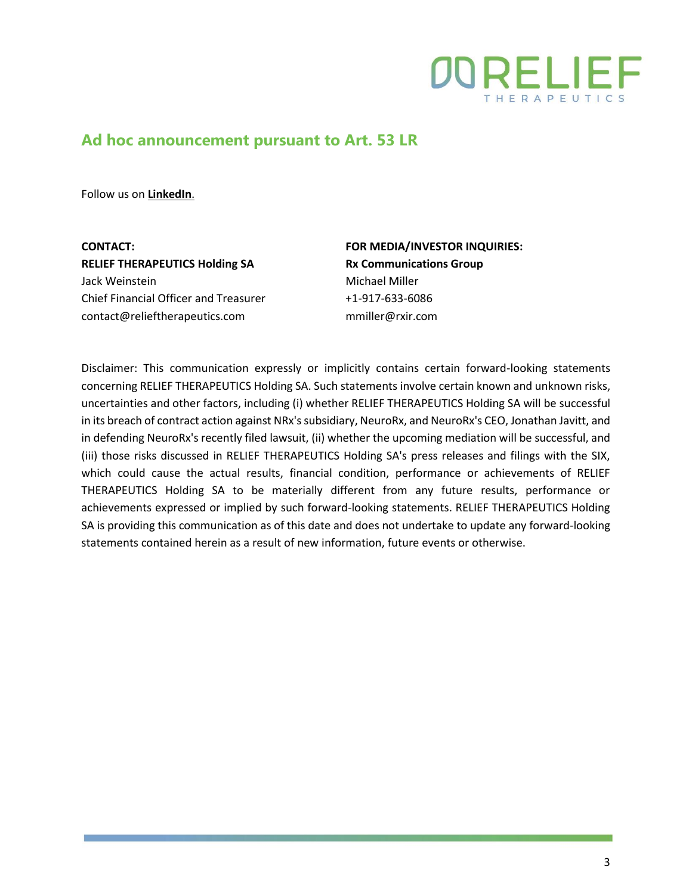## Ad hoc announcement pursuant to Art. 53 LR

Follow us on **LinkedIn**.

**CONTACT:**
**RELIEF THERAPEUTICS Holding SA**
Jack Weinstein
Chief Financial Officer and Treasurer
contact@relieftherapeutics.com

**FOR MEDIA/INVESTOR INQUIRIES:**
**Rx Communications Group**
Michael Miller
+1-917-633-6086
mmiller@rxir.com

Disclaimer: This communication expressly or implicitly contains certain forward-looking statements concerning RELIEF THERAPEUTICS Holding SA. Such statements involve certain known and unknown risks, uncertainties and other factors, including (i) whether RELIEF THERAPEUTICS Holding SA will be successful in its breach of contract action against NRx's subsidiary, NeuroRx, and NeuroRx's CEO, Jonathan Javitt, and in defending NeuroRx's recently filed lawsuit, (ii) whether the upcoming mediation will be successful, and (iii) those risks discussed in RELIEF THERAPEUTICS Holding SA's press releases and filings with the SIX, which could cause the actual results, financial condition, performance or achievements of RELIEF THERAPEUTICS Holding SA to be materially different from any future results, performance or achievements expressed or implied by such forward-looking statements. RELIEF THERAPEUTICS Holding SA is providing this communication as of this date and does not undertake to update any forward-looking statements contained herein as a result of new information, future events or otherwise.